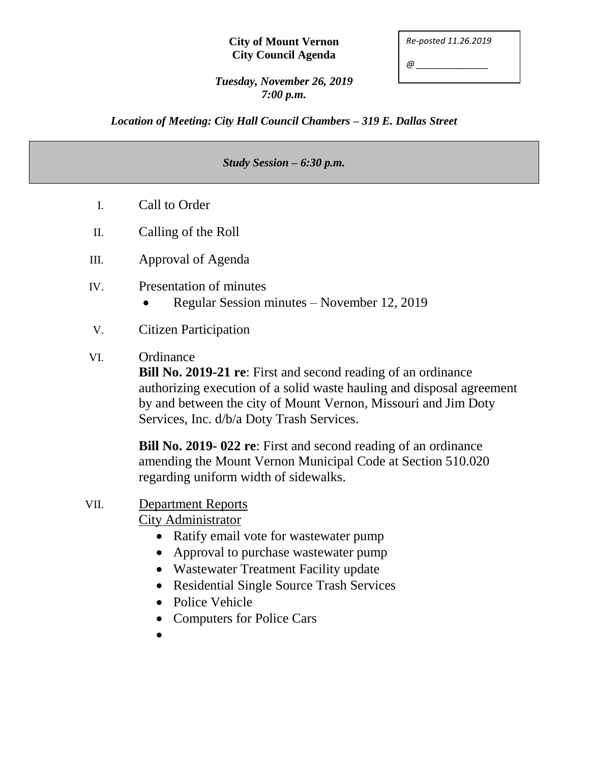**City of Mount Vernon**
**City Council Agenda**

*Re-posted 11.26.2019*

*@ _______________*

***Tuesday, November 26, 2019***
***7:00 p.m.***

***Location of Meeting: City Hall Council Chambers – 319 E. Dallas Street***

***Study Session – 6:30 p.m.***

I. Call to Order

II. Calling of the Roll

III. Approval of Agenda

IV. Presentation of minutes
- Regular Session minutes – November 12, 2019

V. Citizen Participation

VI. Ordinance

**Bill No. 2019-21 re**: First and second reading of an ordinance authorizing execution of a solid waste hauling and disposal agreement by and between the city of Mount Vernon, Missouri and Jim Doty Services, Inc. d/b/a Doty Trash Services.

**Bill No. 2019- 022 re**: First and second reading of an ordinance amending the Mount Vernon Municipal Code at Section 510.020 regarding uniform width of sidewalks.

VII. Department Reports

City Administrator
- Ratify email vote for wastewater pump
- Approval to purchase wastewater pump
- Wastewater Treatment Facility update
- Residential Single Source Trash Services
- Police Vehicle
- Computers for Police Cars
-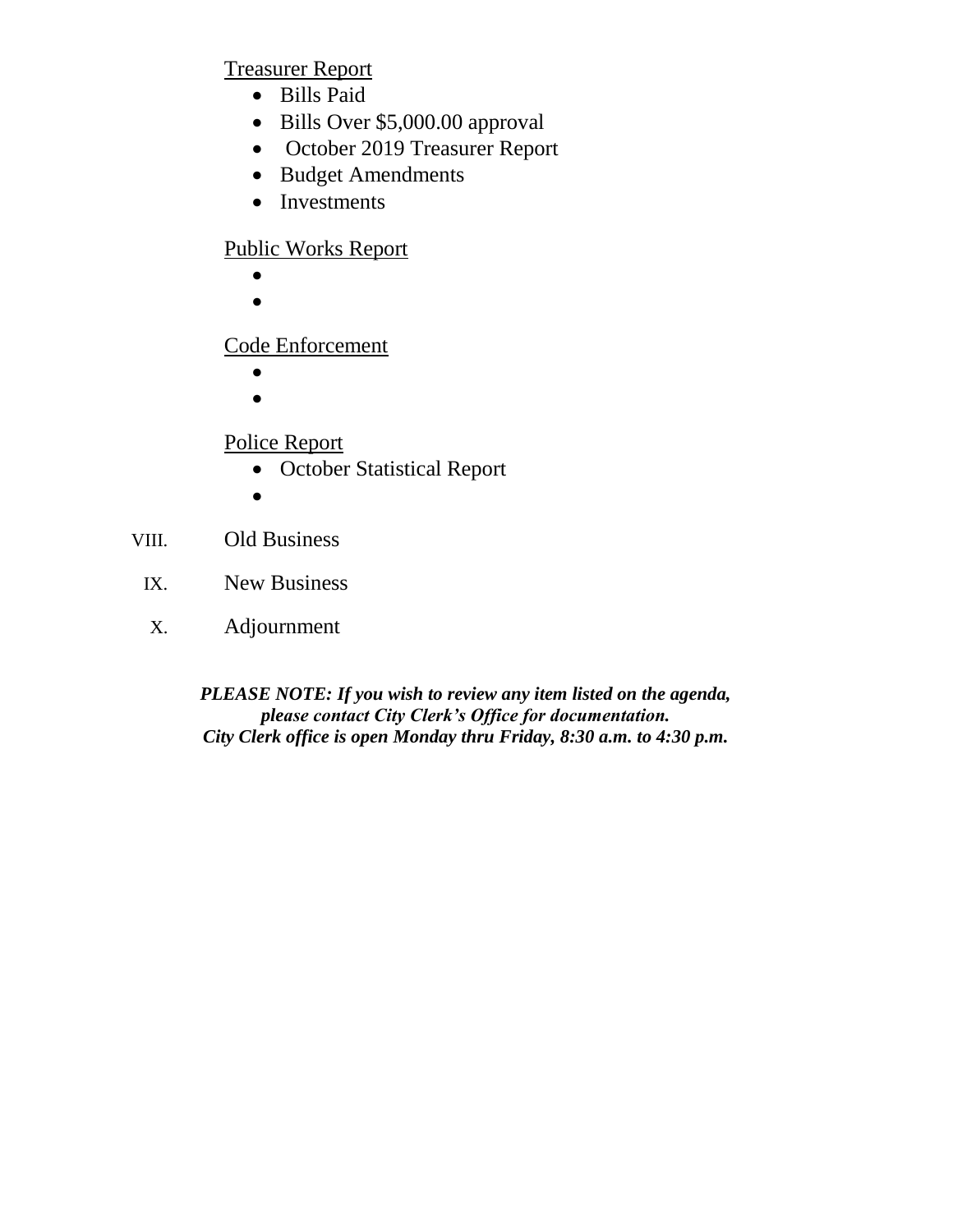Treasurer Report

- Bills Paid
- Bills Over $5,000.00 approval
- October 2019 Treasurer Report
- Budget Amendments
- Investments

Public Works Report

-
-

Code Enforcement

-
-

Police Report

- October Statistical Report
-

VIII. Old Business

IX. New Business

X. Adjournment

***PLEASE NOTE: If you wish to review any item listed on the agenda, please contact City Clerk's Office for documentation. City Clerk office is open Monday thru Friday, 8:30 a.m. to 4:30 p.m.***